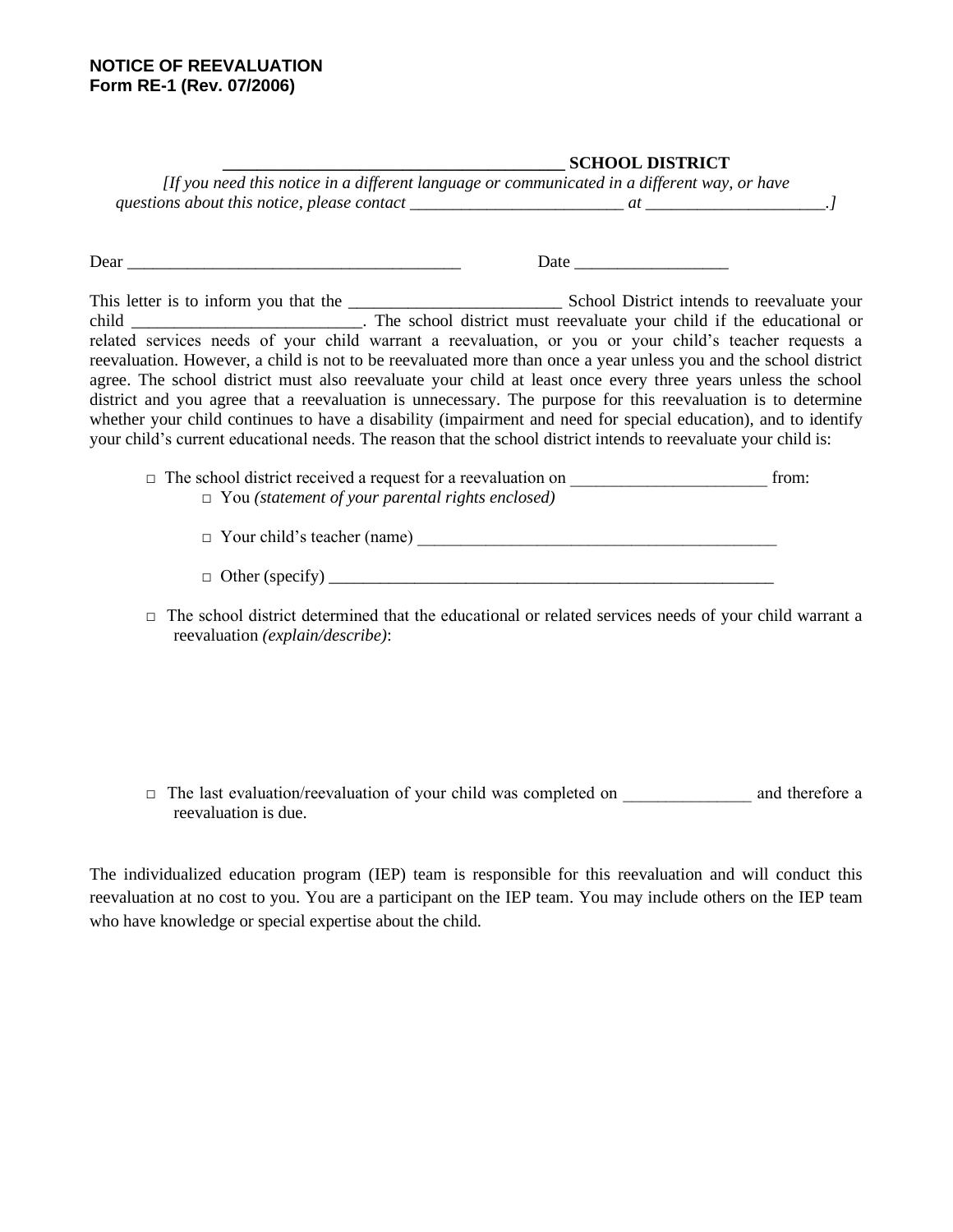**NOTICE OF REEVALUATION**
**Form RE-1 (Rev. 07/2006)**

**_______________________________________ SCHOOL DISTRICT**

*[If you need this notice in a different language or communicated in a different way, or have questions about this notice, please contact _________________________ at _____________________.]*

Dear _______________________________________ Date __________________

This letter is to inform you that the _________________________ School District intends to reevaluate your child ___________________________. The school district must reevaluate your child if the educational or related services needs of your child warrant a reevaluation, or you or your child's teacher requests a reevaluation. However, a child is not to be reevaluated more than once a year unless you and the school district agree. The school district must also reevaluate your child at least once every three years unless the school district and you agree that a reevaluation is unnecessary. The purpose for this reevaluation is to determine whether your child continues to have a disability (impairment and need for special education), and to identify your child's current educational needs. The reason that the school district intends to reevaluate your child is:

- □ The school district received a request for a reevaluation on _______________________ from:
  - □ You *(statement of your parental rights enclosed)*
  - □ Your child's teacher (name) ___________________________________________
  - □ Other (specify) _____________________________________________________
- □ The school district determined that the educational or related services needs of your child warrant a reevaluation *(explain/describe)*:
- □ The last evaluation/reevaluation of your child was completed on _______________ and therefore a reevaluation is due.

The individualized education program (IEP) team is responsible for this reevaluation and will conduct this reevaluation at no cost to you. You are a participant on the IEP team. You may include others on the IEP team who have knowledge or special expertise about the child.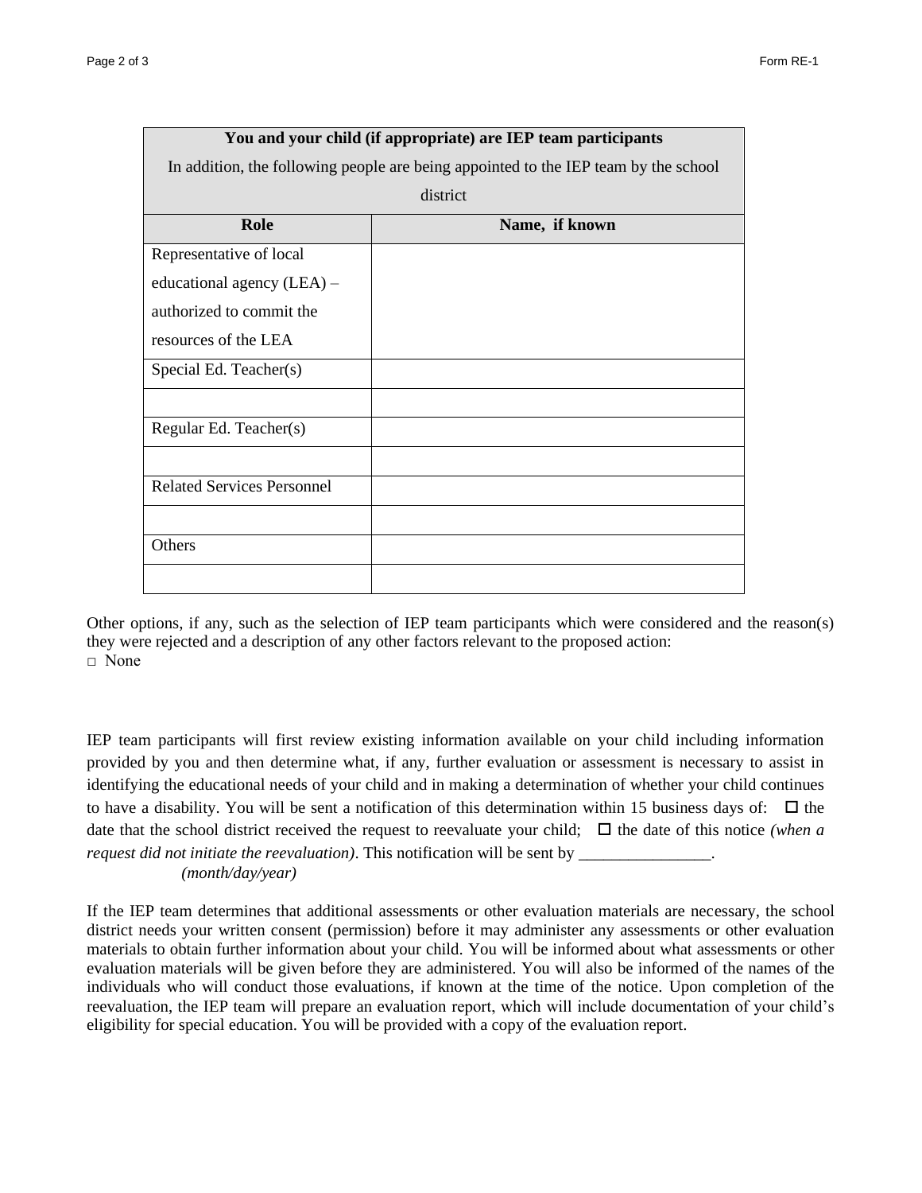| You and your child (if appropriate) are IEP team participants<br>In addition, the following people are being appointed to the IEP team by the school district | |
|---|---|
| **Role** | **Name, if known** |
| Representative of local educational agency (LEA) – authorized to commit the resources of the LEA | |
| Special Ed. Teacher(s) | |
| | |
| Regular Ed. Teacher(s) | |
| | |
| Related Services Personnel | |
| | |
| Others | |
| | |

Other options, if any, such as the selection of IEP team participants which were considered and the reason(s) they were rejected and a description of any other factors relevant to the proposed action:
□ None

IEP team participants will first review existing information available on your child including information provided by you and then determine what, if any, further evaluation or assessment is necessary to assist in identifying the educational needs of your child and in making a determination of whether your child continues to have a disability. You will be sent a notification of this determination within 15 business days of: ☐ the date that the school district received the request to reevaluate your child; ☐ the date of this notice *(when a request did not initiate the reevaluation)*. This notification will be sent by ________________.
*(month/day/year)*

If the IEP team determines that additional assessments or other evaluation materials are necessary, the school district needs your written consent (permission) before it may administer any assessments or other evaluation materials to obtain further information about your child. You will be informed about what assessments or other evaluation materials will be given before they are administered. You will also be informed of the names of the individuals who will conduct those evaluations, if known at the time of the notice. Upon completion of the reevaluation, the IEP team will prepare an evaluation report, which will include documentation of your child's eligibility for special education. You will be provided with a copy of the evaluation report.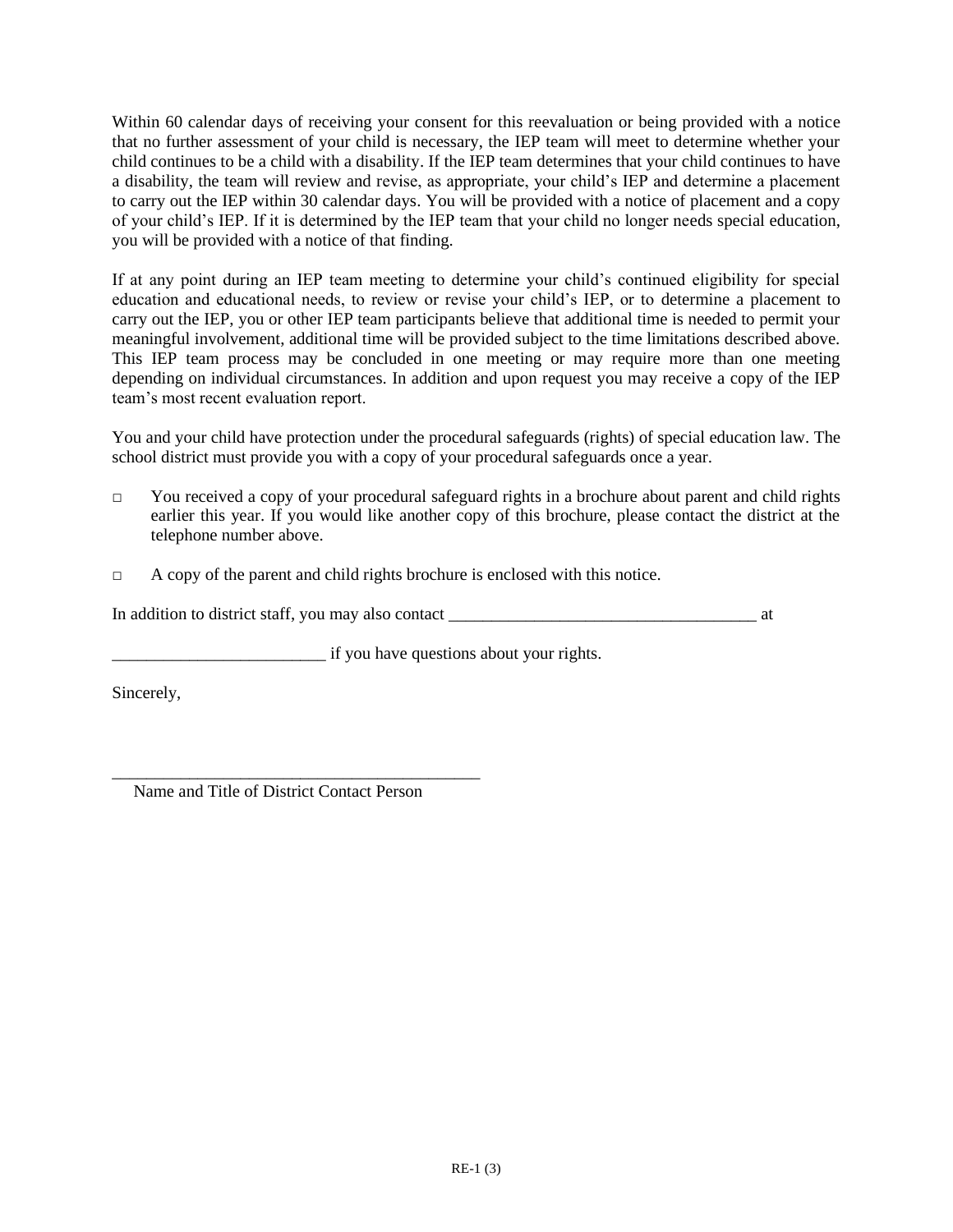Within 60 calendar days of receiving your consent for this reevaluation or being provided with a notice that no further assessment of your child is necessary, the IEP team will meet to determine whether your child continues to be a child with a disability. If the IEP team determines that your child continues to have a disability, the team will review and revise, as appropriate, your child's IEP and determine a placement to carry out the IEP within 30 calendar days. You will be provided with a notice of placement and a copy of your child's IEP. If it is determined by the IEP team that your child no longer needs special education, you will be provided with a notice of that finding.

If at any point during an IEP team meeting to determine your child's continued eligibility for special education and educational needs, to review or revise your child's IEP, or to determine a placement to carry out the IEP, you or other IEP team participants believe that additional time is needed to permit your meaningful involvement, additional time will be provided subject to the time limitations described above. This IEP team process may be concluded in one meeting or may require more than one meeting depending on individual circumstances. In addition and upon request you may receive a copy of the IEP team's most recent evaluation report.

You and your child have protection under the procedural safeguards (rights) of special education law. The school district must provide you with a copy of your procedural safeguards once a year.

□ You received a copy of your procedural safeguard rights in a brochure about parent and child rights earlier this year. If you would like another copy of this brochure, please contact the district at the telephone number above.

□ A copy of the parent and child rights brochure is enclosed with this notice.

In addition to district staff, you may also contact ____________________________________ at

________________________ if you have questions about your rights.

Sincerely,

____________________________________________
Name and Title of District Contact Person